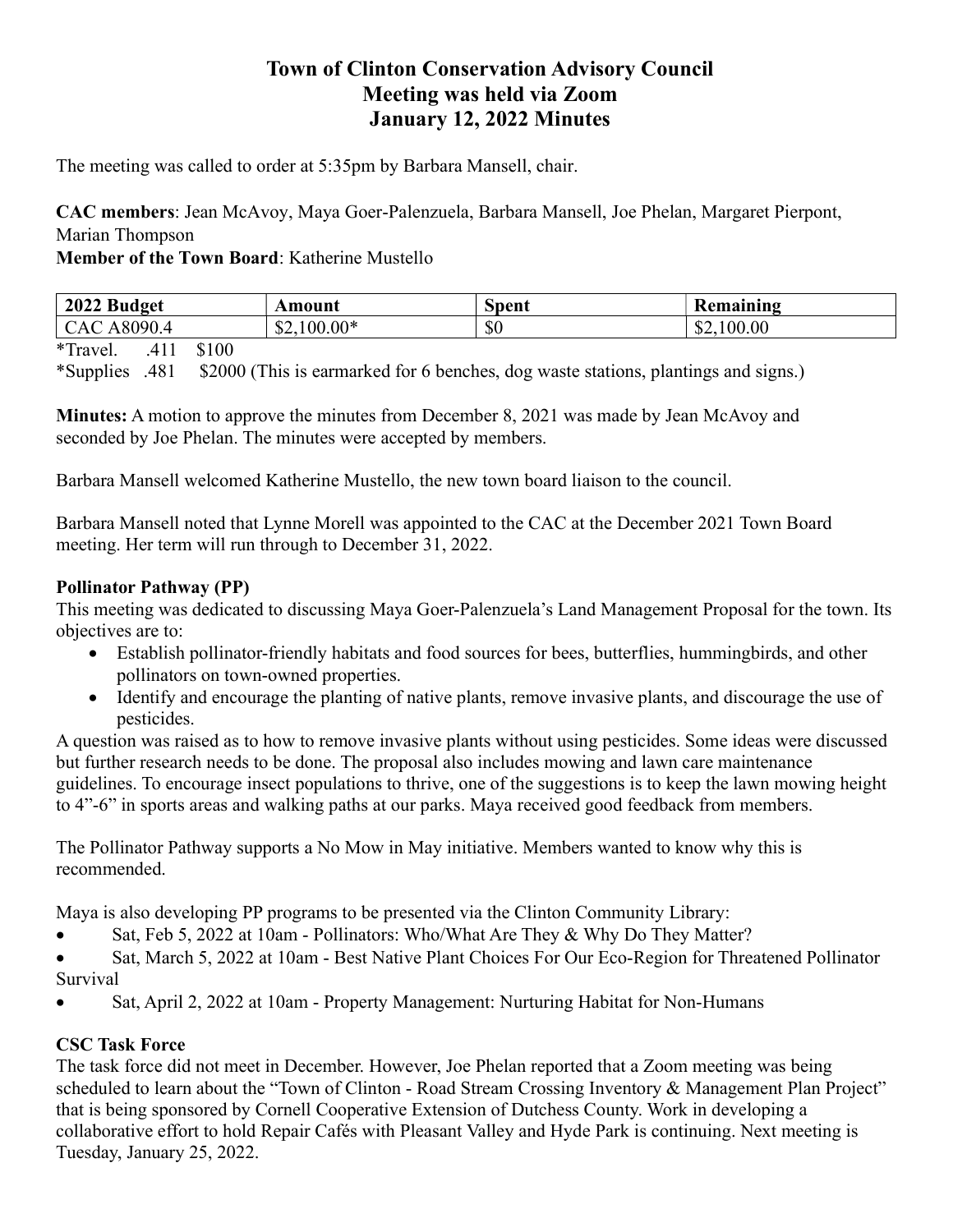# Town of Clinton Conservation Advisory Council
# Meeting was held via Zoom
# January 12, 2022 Minutes

The meeting was called to order at 5:35pm by Barbara Mansell, chair.

**CAC members**: Jean McAvoy, Maya Goer-Palenzuela, Barbara Mansell, Joe Phelan, Margaret Pierpont, Marian Thompson

**Member of the Town Board**: Katherine Mustello

| 2022 Budget | Amount | Spent | Remaining |
|---|---|---|---|
| CAC A8090.4 | $2,100.00* | $0 | $2,100.00 |

*Travel. .411 $100

*Supplies .481 $2000 (This is earmarked for 6 benches, dog waste stations, plantings and signs.)

**Minutes:** A motion to approve the minutes from December 8, 2021 was made by Jean McAvoy and seconded by Joe Phelan. The minutes were accepted by members.

Barbara Mansell welcomed Katherine Mustello, the new town board liaison to the council.

Barbara Mansell noted that Lynne Morell was appointed to the CAC at the December 2021 Town Board meeting. Her term will run through to December 31, 2022.

**Pollinator Pathway (PP)**

This meeting was dedicated to discussing Maya Goer-Palenzuela's Land Management Proposal for the town. Its objectives are to:

- Establish pollinator-friendly habitats and food sources for bees, butterflies, hummingbirds, and other pollinators on town-owned properties.
- Identify and encourage the planting of native plants, remove invasive plants, and discourage the use of pesticides.

A question was raised as to how to remove invasive plants without using pesticides. Some ideas were discussed but further research needs to be done. The proposal also includes mowing and lawn care maintenance guidelines. To encourage insect populations to thrive, one of the suggestions is to keep the lawn mowing height to 4"-6" in sports areas and walking paths at our parks. Maya received good feedback from members.

The Pollinator Pathway supports a No Mow in May initiative. Members wanted to know why this is recommended.

Maya is also developing PP programs to be presented via the Clinton Community Library:

- Sat, Feb 5, 2022 at 10am - Pollinators: Who/What Are They & Why Do They Matter?
- Sat, March 5, 2022 at 10am - Best Native Plant Choices For Our Eco-Region for Threatened Pollinator Survival
- Sat, April 2, 2022 at 10am - Property Management: Nurturing Habitat for Non-Humans

**CSC Task Force**

The task force did not meet in December. However, Joe Phelan reported that a Zoom meeting was being scheduled to learn about the "Town of Clinton - Road Stream Crossing Inventory & Management Plan Project" that is being sponsored by Cornell Cooperative Extension of Dutchess County. Work in developing a collaborative effort to hold Repair Cafés with Pleasant Valley and Hyde Park is continuing. Next meeting is Tuesday, January 25, 2022.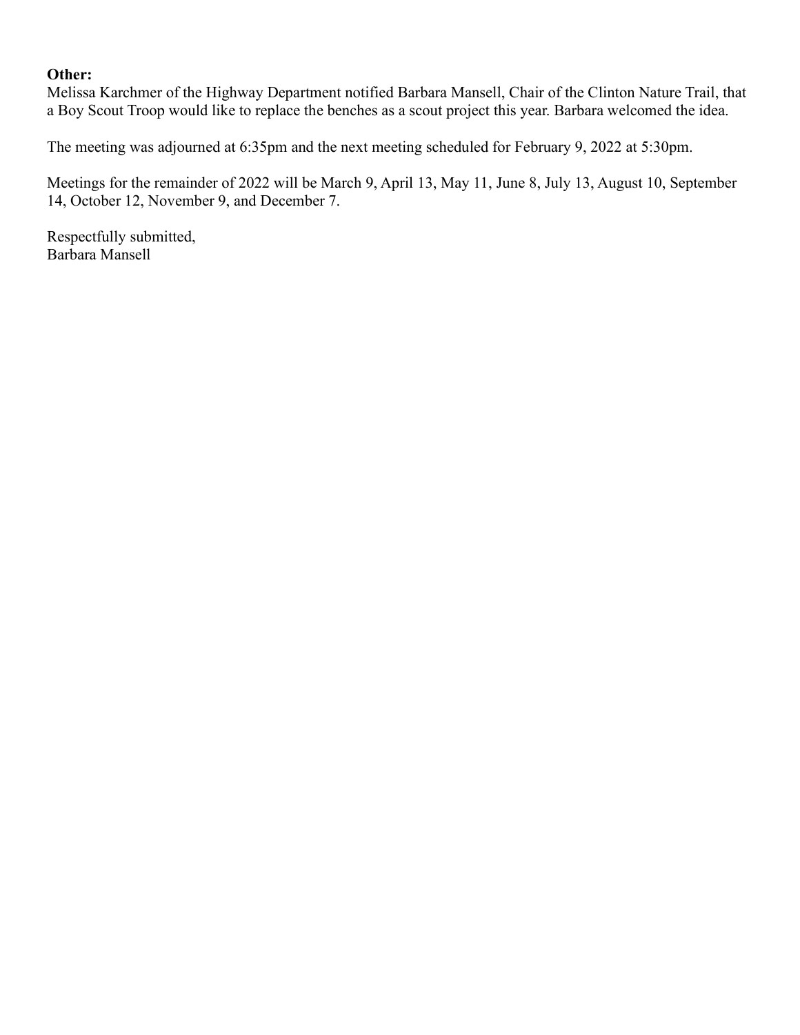**Other:**
Melissa Karchmer of the Highway Department notified Barbara Mansell, Chair of the Clinton Nature Trail, that a Boy Scout Troop would like to replace the benches as a scout project this year. Barbara welcomed the idea.

The meeting was adjourned at 6:35pm and the next meeting scheduled for February 9, 2022 at 5:30pm.

Meetings for the remainder of 2022 will be March 9, April 13, May 11, June 8, July 13, August 10, September 14, October 12, November 9, and December 7.

Respectfully submitted,
Barbara Mansell